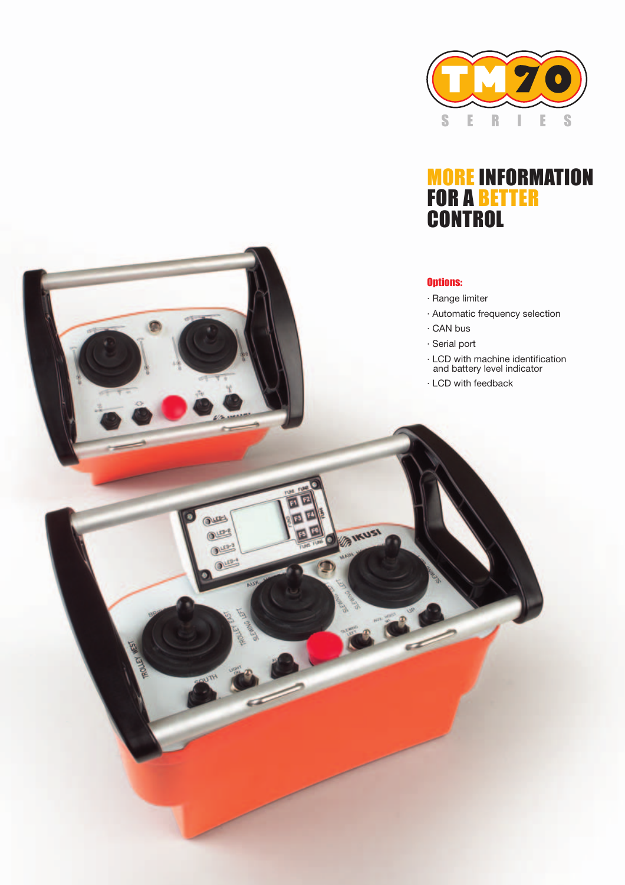TM70

S E R I E S

# MORE INFORMATION FOR A BETTER CONTROL

**Options:**

- Range limiter
- Automatic frequency selection
- CAN bus
- Serial port
- LCD with machine identification and battery level indicator
- LCD with feedback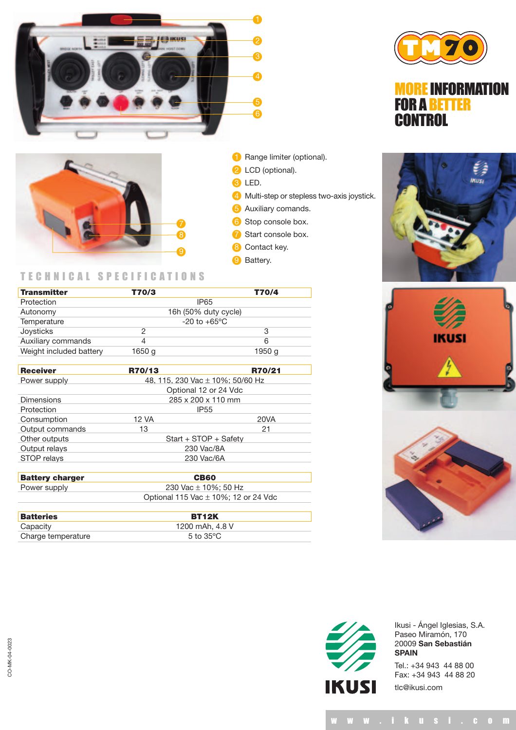TM70

# MORE INFORMATION FOR A BETTER CONTROL

1. Range limiter (optional).
2. LCD (optional).
3. LED.
4. Multi-step or stepless two-axis joystick.
5. Auxiliary comands.
6. Stop console box.
7. Start console box.
8. Contact key.
9. Battery.

## TECHNICAL SPECIFICATIONS

| Transmitter | T70/3 | T70/4 |
|---|---|---|
| Protection | IP65 | |
| Autonomy | 16h (50% duty cycle) | |
| Temperature | -20 to +65°C | |
| Joysticks | 2 | 3 |
| Auxiliary commands | 4 | 6 |
| Weight included battery | 1650 g | 1950 g |

| Receiver | R70/13 | R70/21 |
|---|---|---|
| Power supply | 48, 115, 230 Vac ± 10%; 50/60 Hz | |
| | Optional 12 or 24 Vdc | |
| Dimensions | 285 x 200 x 110 mm | |
| Protection | IP55 | |
| Consumption | 12 VA | 20VA |
| Output commands | 13 | 21 |
| Other outputs | Start + STOP + Safety | |
| Output relays | 230 Vac/8A | |
| STOP relays | 230 Vac/6A | |

| Battery charger | CB60 |
|---|---|
| Power supply | 230 Vac ± 10%; 50 Hz |
| | Optional 115 Vac ± 10%; 12 or 24 Vdc |

| Batteries | BT12K |
|---|---|
| Capacity | 1200 mAh, 4.8 V |
| Charge temperature | 5 to 35°C |

CO-MK-04-0023

IKUSI

Ikusi - Ángel Iglesias, S.A.
Paseo Miramón, 170
20009 **San Sebastián**
**SPAIN**

Tel.: +34 943 44 88 00
Fax: +34 943 44 88 20

tlc@ikusi.com

www.ikusi.com